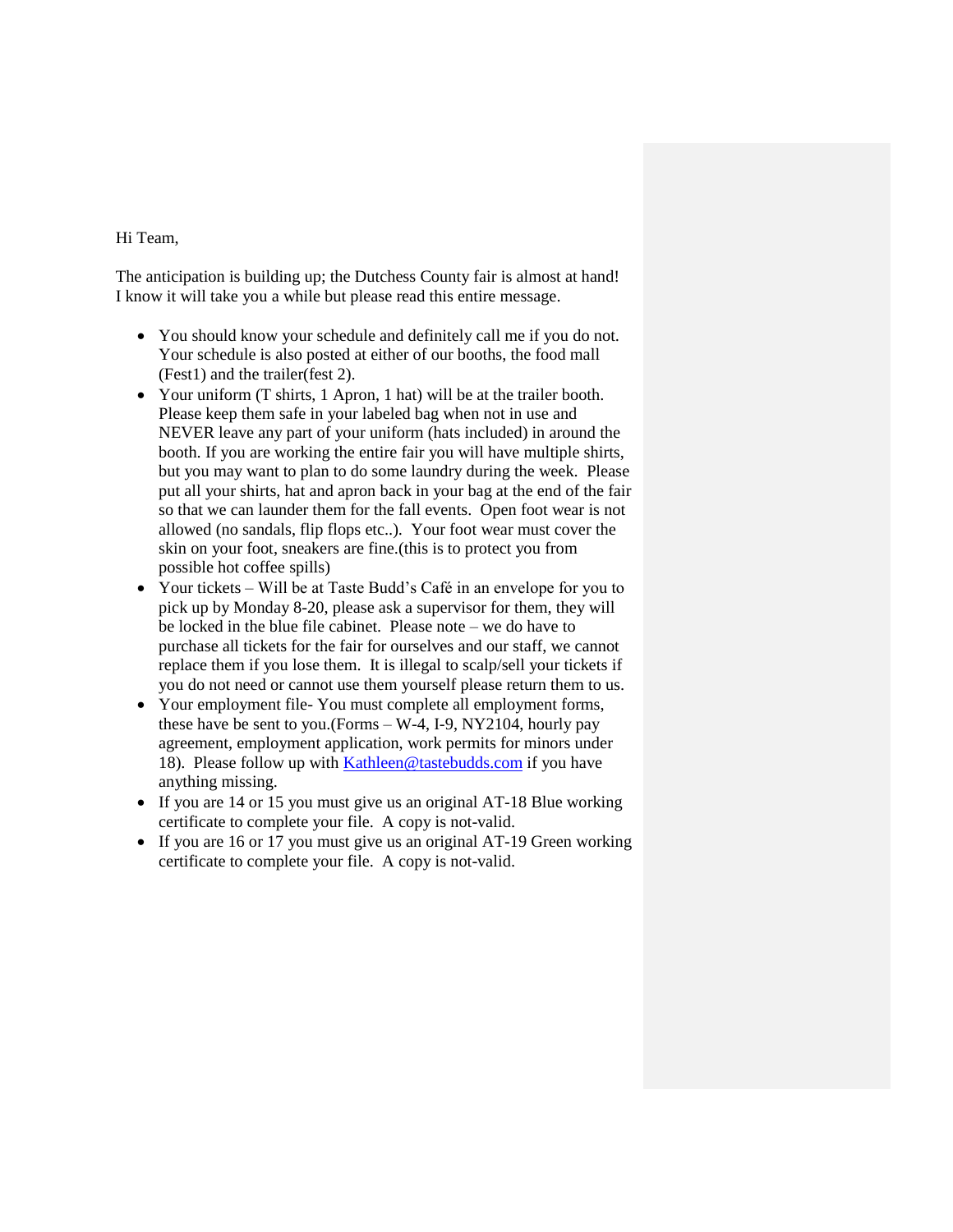Hi Team,

The anticipation is building up; the Dutchess County fair is almost at hand! I know it will take you a while but please read this entire message.

- You should know your schedule and definitely call me if you do not. Your schedule is also posted at either of our booths, the food mall (Fest1) and the trailer(fest 2).
- Your uniform (T shirts, 1 Apron, 1 hat) will be at the trailer booth. Please keep them safe in your labeled bag when not in use and NEVER leave any part of your uniform (hats included) in around the booth. If you are working the entire fair you will have multiple shirts, but you may want to plan to do some laundry during the week. Please put all your shirts, hat and apron back in your bag at the end of the fair so that we can launder them for the fall events. Open foot wear is not allowed (no sandals, flip flops etc..). Your foot wear must cover the skin on your foot, sneakers are fine.(this is to protect you from possible hot coffee spills)
- Your tickets – Will be at Taste Budd's Café in an envelope for you to pick up by Monday 8-20, please ask a supervisor for them, they will be locked in the blue file cabinet. Please note – we do have to purchase all tickets for the fair for ourselves and our staff, we cannot replace them if you lose them. It is illegal to scalp/sell your tickets if you do not need or cannot use them yourself please return them to us.
- Your employment file- You must complete all employment forms, these have be sent to you.(Forms – W-4, I-9, NY2104, hourly pay agreement, employment application, work permits for minors under 18). Please follow up with [Kathleen@tastebudds.com](mailto:Kathleen@tastebudds.com) if you have anything missing.
- If you are 14 or 15 you must give us an original AT-18 Blue working certificate to complete your file. A copy is not-valid.
- If you are 16 or 17 you must give us an original AT-19 Green working certificate to complete your file. A copy is not-valid.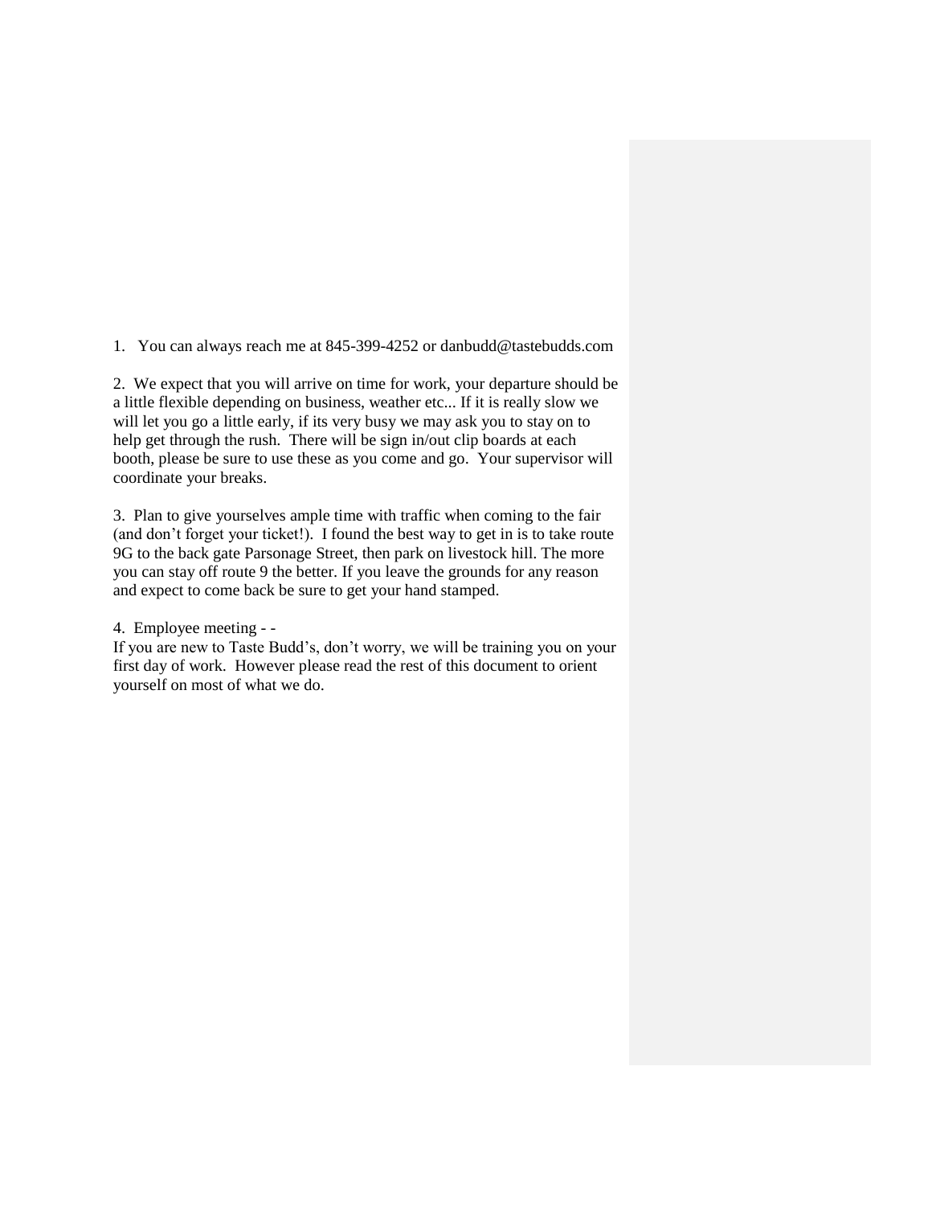1. You can always reach me at 845-399-4252 or danbudd@tastebudds.com

2. We expect that you will arrive on time for work, your departure should be a little flexible depending on business, weather etc... If it is really slow we will let you go a little early, if its very busy we may ask you to stay on to help get through the rush. There will be sign in/out clip boards at each booth, please be sure to use these as you come and go. Your supervisor will coordinate your breaks.

3. Plan to give yourselves ample time with traffic when coming to the fair (and don't forget your ticket!). I found the best way to get in is to take route 9G to the back gate Parsonage Street, then park on livestock hill. The more you can stay off route 9 the better. If you leave the grounds for any reason and expect to come back be sure to get your hand stamped.

4. Employee meeting - -

If you are new to Taste Budd's, don't worry, we will be training you on your first day of work. However please read the rest of this document to orient yourself on most of what we do.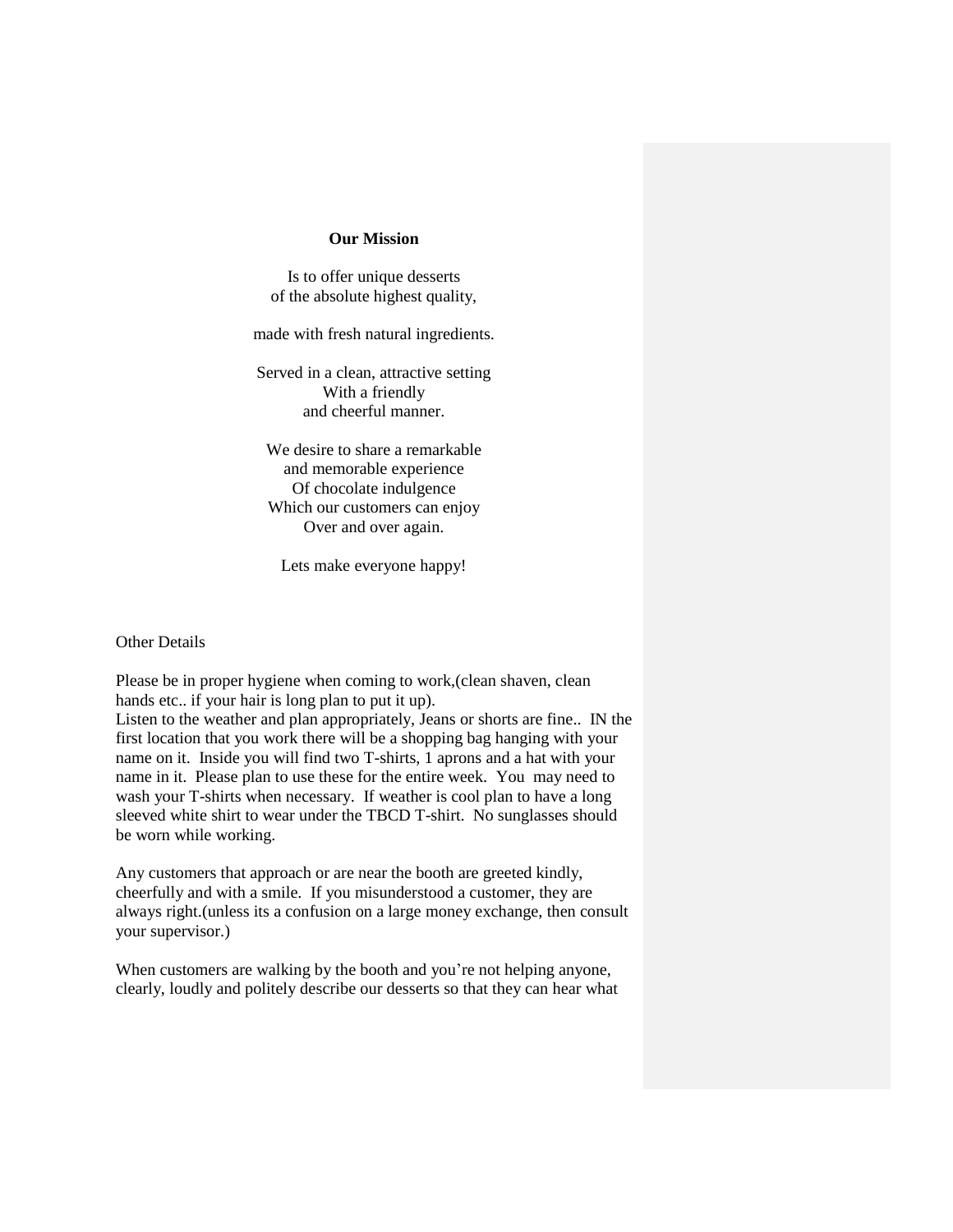**Our Mission**

Is to offer unique desserts
of the absolute highest quality,

made with fresh natural ingredients.

Served in a clean, attractive setting
With a friendly
and cheerful manner.

We desire to share a remarkable
and memorable experience
Of chocolate indulgence
Which our customers can enjoy
Over and over again.

Lets make everyone happy!

Other Details

Please be in proper hygiene when coming to work,(clean shaven, clean hands etc.. if your hair is long plan to put it up).
Listen to the weather and plan appropriately, Jeans or shorts are fine.. IN the first location that you work there will be a shopping bag hanging with your name on it. Inside you will find two T-shirts, 1 aprons and a hat with your name in it. Please plan to use these for the entire week. You may need to wash your T-shirts when necessary. If weather is cool plan to have a long sleeved white shirt to wear under the TBCD T-shirt. No sunglasses should be worn while working.

Any customers that approach or are near the booth are greeted kindly, cheerfully and with a smile. If you misunderstood a customer, they are always right.(unless its a confusion on a large money exchange, then consult your supervisor.)

When customers are walking by the booth and you're not helping anyone, clearly, loudly and politely describe our desserts so that they can hear what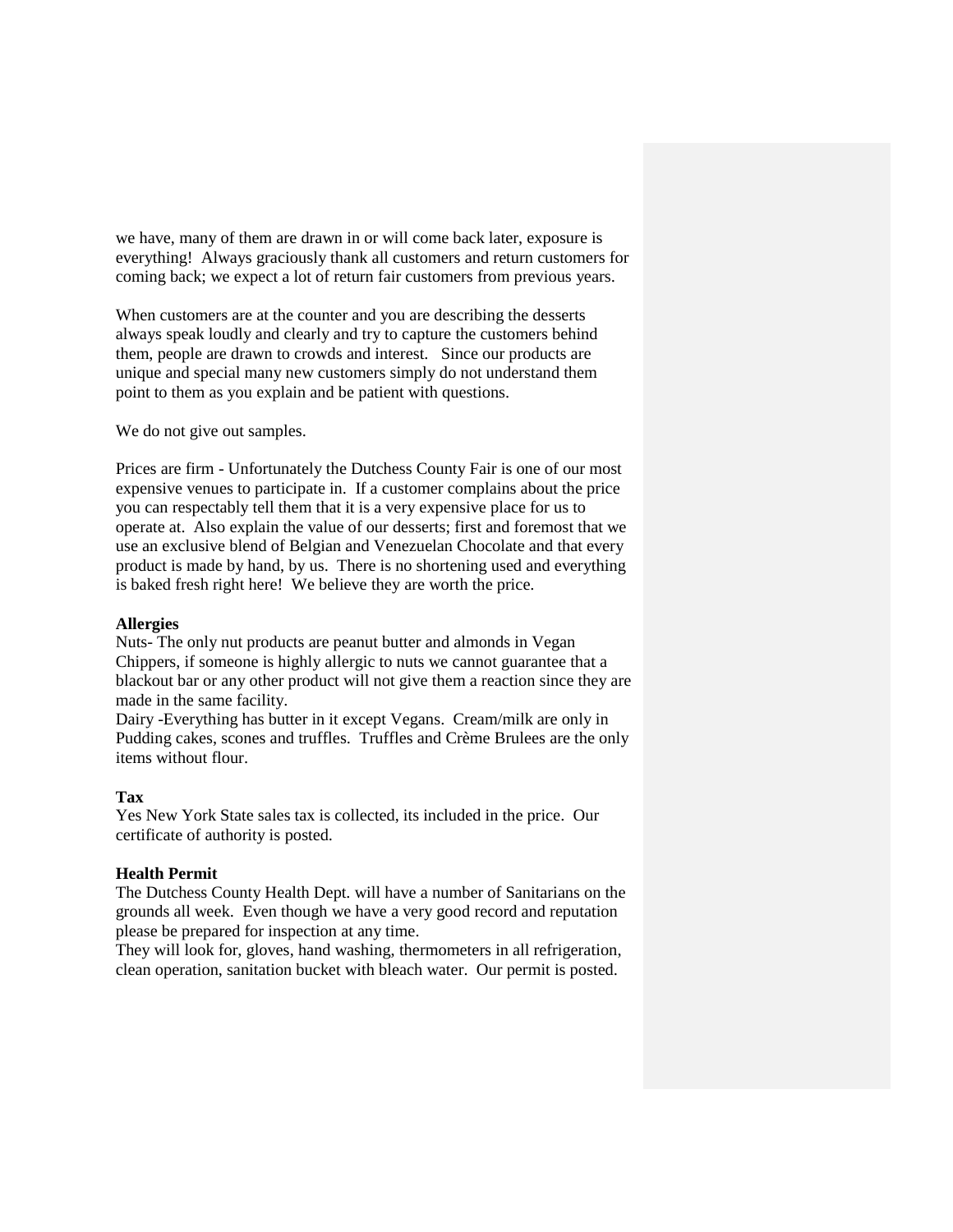we have, many of them are drawn in or will come back later, exposure is everything! Always graciously thank all customers and return customers for coming back; we expect a lot of return fair customers from previous years.

When customers are at the counter and you are describing the desserts always speak loudly and clearly and try to capture the customers behind them, people are drawn to crowds and interest. Since our products are unique and special many new customers simply do not understand them point to them as you explain and be patient with questions.

We do not give out samples.

Prices are firm - Unfortunately the Dutchess County Fair is one of our most expensive venues to participate in. If a customer complains about the price you can respectably tell them that it is a very expensive place for us to operate at. Also explain the value of our desserts; first and foremost that we use an exclusive blend of Belgian and Venezuelan Chocolate and that every product is made by hand, by us. There is no shortening used and everything is baked fresh right here! We believe they are worth the price.

**Allergies**

Nuts- The only nut products are peanut butter and almonds in Vegan Chippers, if someone is highly allergic to nuts we cannot guarantee that a blackout bar or any other product will not give them a reaction since they are made in the same facility.

Dairy -Everything has butter in it except Vegans. Cream/milk are only in Pudding cakes, scones and truffles. Truffles and Crème Brulees are the only items without flour.

**Tax**

Yes New York State sales tax is collected, its included in the price. Our certificate of authority is posted.

**Health Permit**

The Dutchess County Health Dept. will have a number of Sanitarians on the grounds all week. Even though we have a very good record and reputation please be prepared for inspection at any time.

They will look for, gloves, hand washing, thermometers in all refrigeration, clean operation, sanitation bucket with bleach water. Our permit is posted.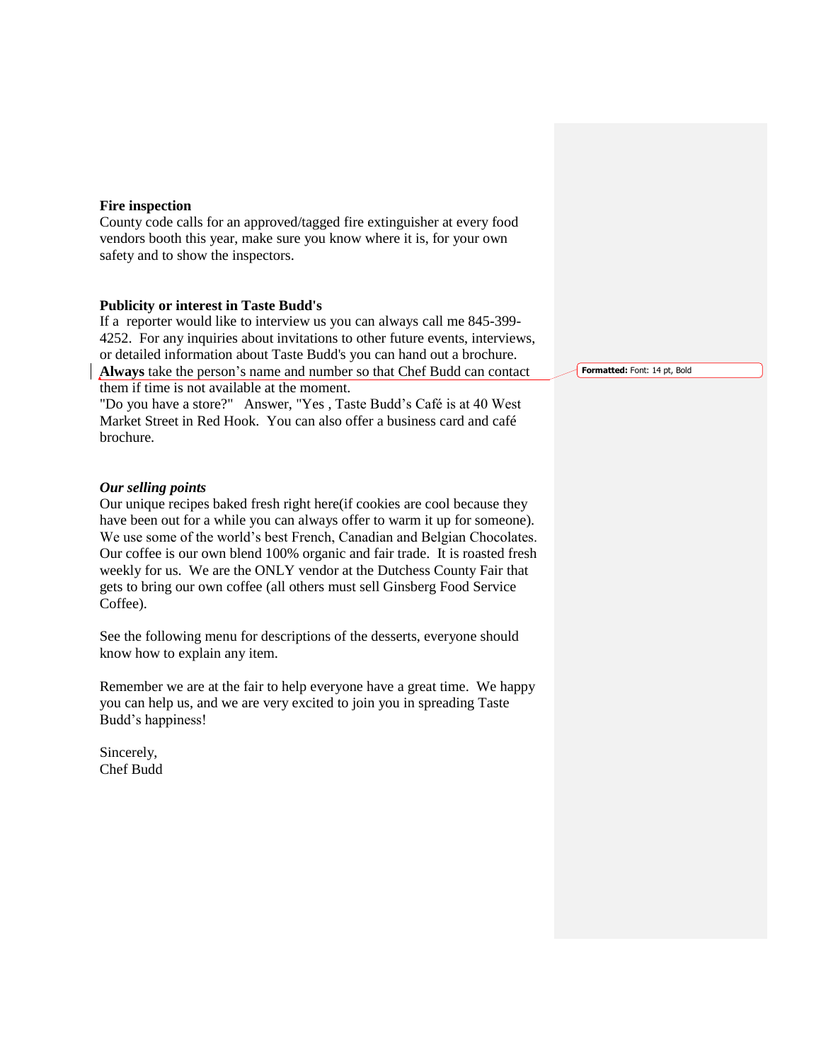**Fire inspection**
County code calls for an approved/tagged fire extinguisher at every food vendors booth this year, make sure you know where it is, for your own safety and to show the inspectors.

**Publicity or interest in Taste Budd's**
If a reporter would like to interview us you can always call me 845-399-4252. For any inquiries about invitations to other future events, interviews, or detailed information about Taste Budd's you can hand out a brochure. **Always** take the person's name and number so that Chef Budd can contact them if time is not available at the moment.
"Do you have a store?" Answer, "Yes , Taste Budd's Café is at 40 West Market Street in Red Hook. You can also offer a business card and café brochure.

***Our selling points***
Our unique recipes baked fresh right here(if cookies are cool because they have been out for a while you can always offer to warm it up for someone). We use some of the world's best French, Canadian and Belgian Chocolates. Our coffee is our own blend 100% organic and fair trade. It is roasted fresh weekly for us. We are the ONLY vendor at the Dutchess County Fair that gets to bring our own coffee (all others must sell Ginsberg Food Service Coffee).

See the following menu for descriptions of the desserts, everyone should know how to explain any item.

Remember we are at the fair to help everyone have a great time. We happy you can help us, and we are very excited to join you in spreading Taste Budd's happiness!

Sincerely,
Chef Budd

Formatted: Font: 14 pt, Bold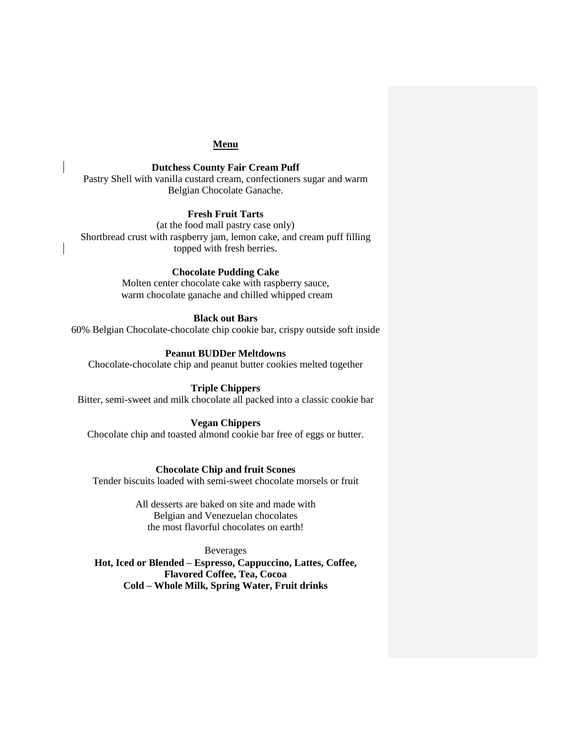## Menu

**Dutchess County Fair Cream Puff**
Pastry Shell with vanilla custard cream, confectioners sugar and warm Belgian Chocolate Ganache.

**Fresh Fruit Tarts**
(at the food mall pastry case only)
Shortbread crust with raspberry jam, lemon cake, and cream puff filling topped with fresh berries.

**Chocolate Pudding Cake**
Molten center chocolate cake with raspberry sauce, warm chocolate ganache and chilled whipped cream

**Black out Bars**
60% Belgian Chocolate-chocolate chip cookie bar, crispy outside soft inside

**Peanut BUDDer Meltdowns**
Chocolate-chocolate chip and peanut butter cookies melted together

**Triple Chippers**
Bitter, semi-sweet and milk chocolate all packed into a classic cookie bar

**Vegan Chippers**
Chocolate chip and toasted almond cookie bar free of eggs or butter.

**Chocolate Chip and fruit Scones**
Tender biscuits loaded with semi-sweet chocolate morsels or fruit

All desserts are baked on site and made with
Belgian and Venezuelan chocolates
the most flavorful chocolates on earth!

Beverages

**Hot, Iced or Blended – Espresso, Cappuccino, Lattes, Coffee, Flavored Coffee, Tea, Cocoa**
**Cold – Whole Milk, Spring Water, Fruit drinks**